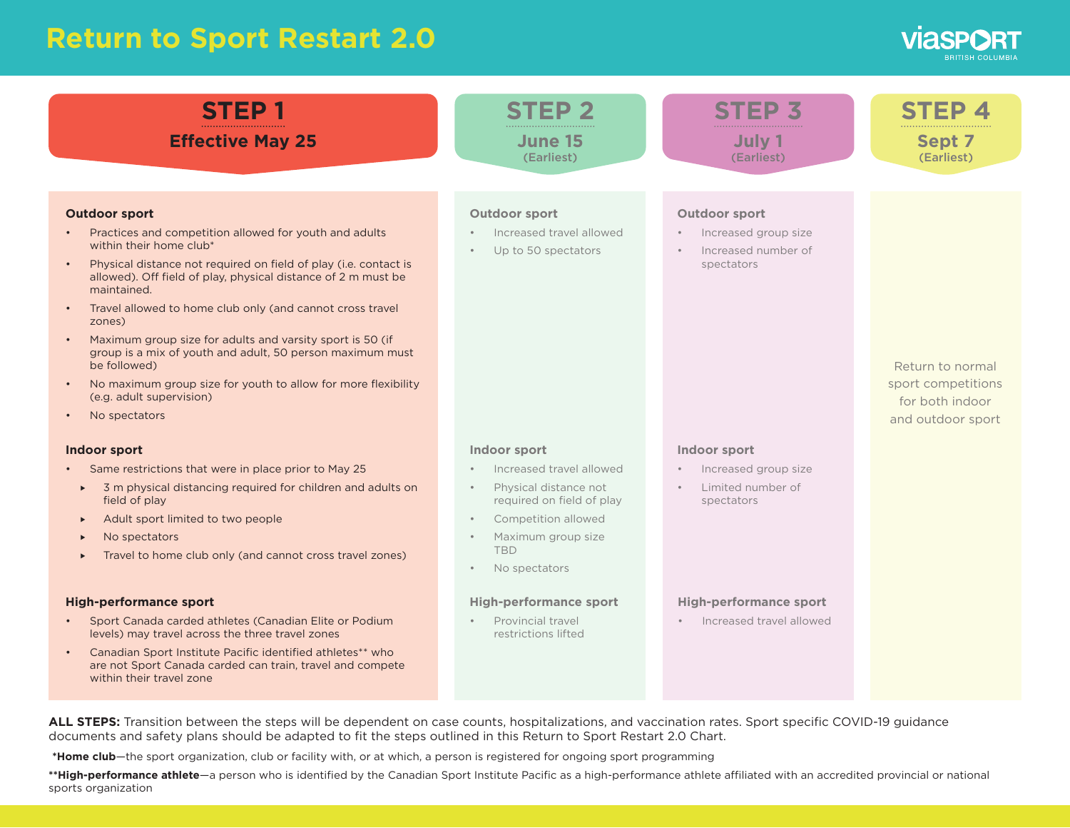# Return to Sport Restart 2.0

viaSPORT British Columbia

## STEP 1 — Effective May 25

### Outdoor sport

- Practices and competition allowed for youth and adults within their home club*
- Physical distance not required on field of play (i.e. contact is allowed). Off field of play, physical distance of 2 m must be maintained.
- Travel allowed to home club only (and cannot cross travel zones)
- Maximum group size for adults and varsity sport is 50 (if group is a mix of youth and adult, 50 person maximum must be followed)
- No maximum group size for youth to allow for more flexibility (e.g. adult supervision)
- No spectators

### Indoor sport

- Same restrictions that were in place prior to May 25
  - 3 m physical distancing required for children and adults on field of play
  - Adult sport limited to two people
  - No spectators
  - Travel to home club only (and cannot cross travel zones)

### High-performance sport

- Sport Canada carded athletes (Canadian Elite or Podium levels) may travel across the three travel zones
- Canadian Sport Institute Pacific identified athletes** who are not Sport Canada carded can train, travel and compete within their travel zone

## STEP 2 — June 15 (Earliest)

### Outdoor sport

- Increased travel allowed
- Up to 50 spectators

### Indoor sport

- Increased travel allowed
- Physical distance not required on field of play
- Competition allowed
- Maximum group size TBD
- No spectators

### High-performance sport

- Provincial travel restrictions lifted

## STEP 3 — July 1 (Earliest)

### Outdoor sport

- Increased group size
- Increased number of spectators

### Indoor sport

- Increased group size
- Limited number of spectators

### High-performance sport

- Increased travel allowed

## STEP 4 — Sept 7 (Earliest)

Return to normal sport competitions for both indoor and outdoor sport

**ALL STEPS:** Transition between the steps will be dependent on case counts, hospitalizations, and vaccination rates. Sport specific COVID-19 guidance documents and safety plans should be adapted to fit the steps outlined in this Return to Sport Restart 2.0 Chart.

***Home club**—the sport organization, club or facility with, or at which, a person is registered for ongoing sport programming

****High-performance athlete**—a person who is identified by the Canadian Sport Institute Pacific as a high-performance athlete affiliated with an accredited provincial or national sports organization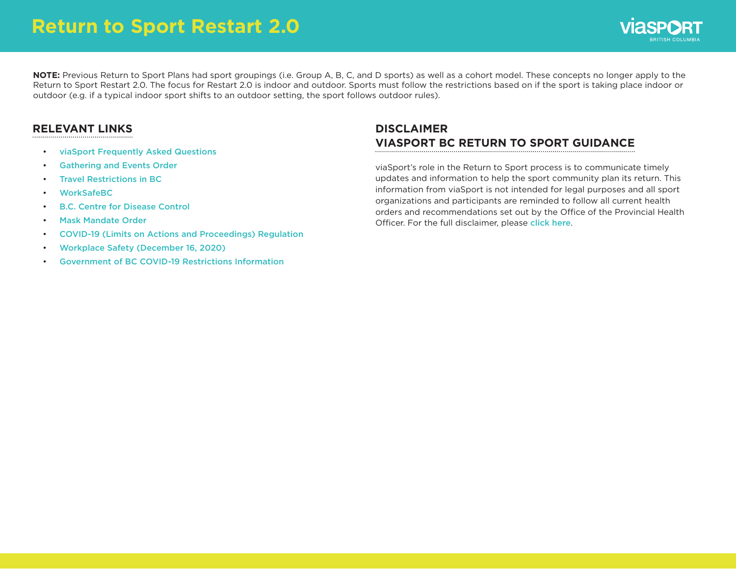# Return to Sport Restart 2.0

**NOTE:** Previous Return to Sport Plans had sport groupings (i.e. Group A, B, C, and D sports) as well as a cohort model. These concepts no longer apply to the Return to Sport Restart 2.0. The focus for Restart 2.0 is indoor and outdoor. Sports must follow the restrictions based on if the sport is taking place indoor or outdoor (e.g. if a typical indoor sport shifts to an outdoor setting, the sport follows outdoor rules).

## RELEVANT LINKS

- viaSport Frequently Asked Questions
- Gathering and Events Order
- Travel Restrictions in BC
- WorkSafeBC
- B.C. Centre for Disease Control
- Mask Mandate Order
- COVID-19 (Limits on Actions and Proceedings) Regulation
- Workplace Safety (December 16, 2020)
- Government of BC COVID-19 Restrictions Information

## DISCLAIMER
## VIASPORT BC RETURN TO SPORT GUIDANCE

viaSport's role in the Return to Sport process is to communicate timely updates and information to help the sport community plan its return. This information from viaSport is not intended for legal purposes and all sport organizations and participants are reminded to follow all current health orders and recommendations set out by the Office of the Provincial Health Officer. For the full disclaimer, please click here.